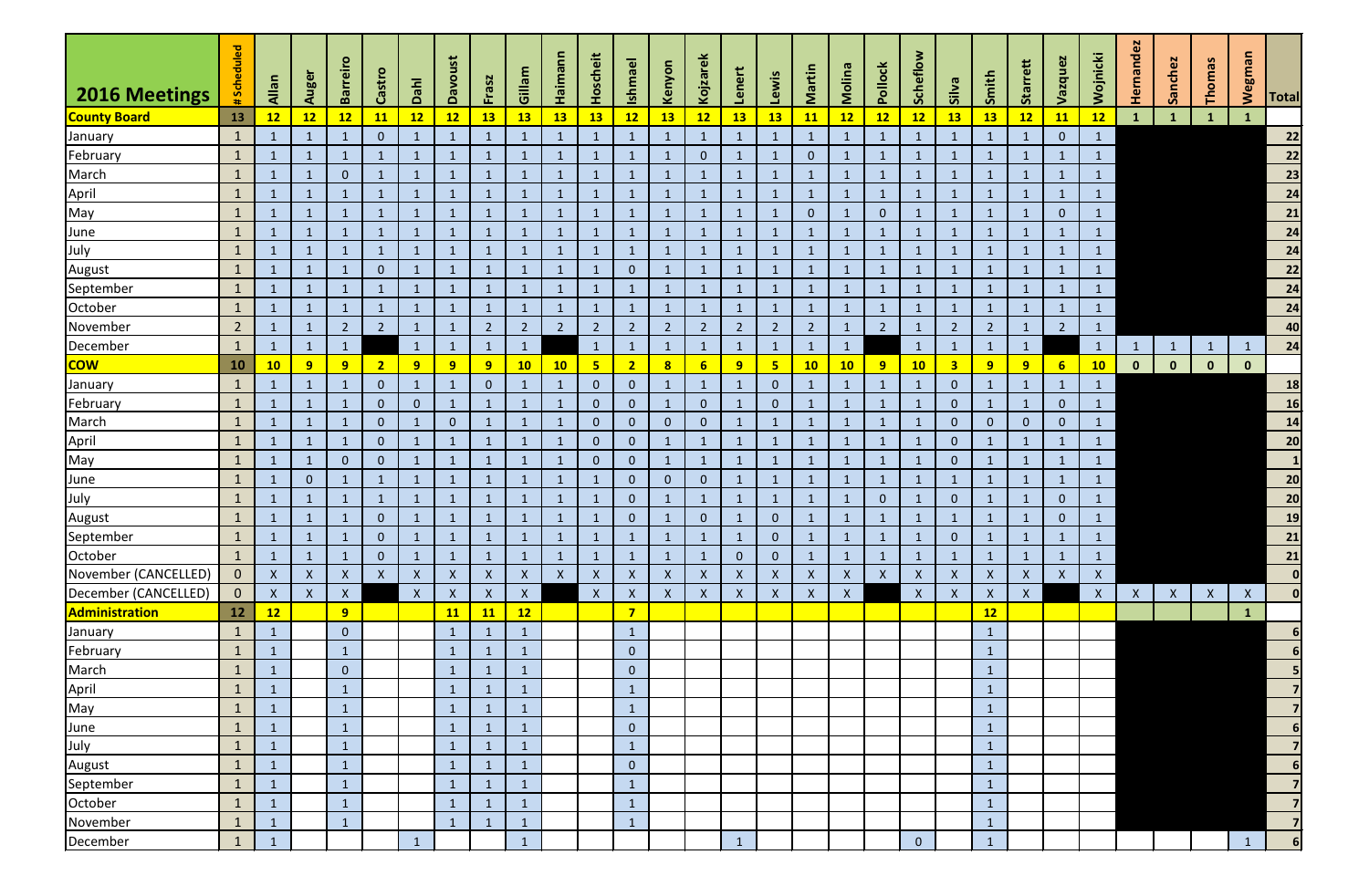| 2016 Meetings | # Scheduled | Allan | Auger | Barreiro | Castro | Dahl | Davoust | Frasz | Gillam | Haimann | Hoscheit | Ishmael | Kenyon | Kojzarek | Lenert | Lewis | Martin | Molina | Pollock | Scheflow | Silva | Smith | Starrett | Vazquez | Wojnicki | Hernandez | Sanchez | Thomas | Wegman | Total |
|---|---|---|---|---|---|---|---|---|---|---|---|---|---|---|---|---|---|---|---|---|---|---|---|---|---|---|---|---|---|---|
| **County Board** | **13** | **12** | **12** | **12** | **11** | **12** | **12** | **13** | **13** | **13** | **13** | **12** | **13** | **12** | **13** | **13** | **11** | **12** | **12** | **12** | **13** | **13** | **12** | **11** | **12** | **1** | **1** | **1** | **1** | |
| January | 1 | 1 | 1 | 1 | 0 | 1 | 1 | 1 | 1 | 1 | 1 | 1 | 1 | 1 | 1 | 1 | 1 | 1 | 1 | 1 | 1 | 1 | 1 | 0 | 1 | | | | | 22 |
| February | 1 | 1 | 1 | 1 | 1 | 1 | 1 | 1 | 1 | 1 | 1 | 1 | 1 | 0 | 1 | 1 | 0 | 1 | 1 | 1 | 1 | 1 | 1 | 1 | 1 | | | | | 22 |
| March | 1 | 1 | 1 | 0 | 1 | 1 | 1 | 1 | 1 | 1 | 1 | 1 | 1 | 1 | 1 | 1 | 1 | 1 | 1 | 1 | 1 | 1 | 1 | 1 | 1 | | | | | 23 |
| April | 1 | 1 | 1 | 1 | 1 | 1 | 1 | 1 | 1 | 1 | 1 | 1 | 1 | 1 | 1 | 1 | 1 | 1 | 1 | 1 | 1 | 1 | 1 | 1 | 1 | | | | | 24 |
| May | 1 | 1 | 1 | 1 | 1 | 1 | 1 | 1 | 1 | 1 | 1 | 1 | 1 | 1 | 1 | 1 | 0 | 1 | 0 | 1 | 1 | 1 | 1 | 0 | 1 | | | | | 21 |
| June | 1 | 1 | 1 | 1 | 1 | 1 | 1 | 1 | 1 | 1 | 1 | 1 | 1 | 1 | 1 | 1 | 1 | 1 | 1 | 1 | 1 | 1 | 1 | 1 | 1 | | | | | 24 |
| July | 1 | 1 | 1 | 1 | 1 | 1 | 1 | 1 | 1 | 1 | 1 | 1 | 1 | 1 | 1 | 1 | 1 | 1 | 1 | 1 | 1 | 1 | 1 | 1 | 1 | | | | | 24 |
| August | 1 | 1 | 1 | 1 | 0 | 1 | 1 | 1 | 1 | 1 | 1 | 0 | 1 | 1 | 1 | 1 | 1 | 1 | 1 | 1 | 1 | 1 | 1 | 1 | 1 | | | | | 22 |
| September | 1 | 1 | 1 | 1 | 1 | 1 | 1 | 1 | 1 | 1 | 1 | 1 | 1 | 1 | 1 | 1 | 1 | 1 | 1 | 1 | 1 | 1 | 1 | 1 | 1 | | | | | 24 |
| October | 1 | 1 | 1 | 1 | 1 | 1 | 1 | 1 | 1 | 1 | 1 | 1 | 1 | 1 | 1 | 1 | 1 | 1 | 1 | 1 | 1 | 1 | 1 | 1 | 1 | | | | | 24 |
| November | 2 | 1 | 1 | 2 | 2 | 1 | 1 | 2 | 2 | 2 | 2 | 2 | 2 | 2 | 2 | 2 | 2 | 1 | 2 | 1 | 2 | 2 | 1 | 2 | 1 | | | | | 40 |
| December | 1 | 1 | 1 | 1 | | 1 | 1 | 1 | 1 | | 1 | 1 | 1 | 1 | 1 | 1 | 1 | 1 | | 1 | 1 | 1 | 1 | | 1 | 1 | 1 | 1 | 1 | 24 |
| **COW** | **10** | **10** | **9** | **9** | **2** | **9** | **9** | **9** | **10** | **10** | **5** | **2** | **8** | **6** | **9** | **5** | **10** | **10** | **9** | **10** | **3** | **9** | **9** | **6** | **10** | **0** | **0** | **0** | **0** | |
| January | 1 | 1 | 1 | 1 | 0 | 1 | 1 | 0 | 1 | 1 | 0 | 0 | 1 | 1 | 1 | 0 | 1 | 1 | 1 | 1 | 0 | 1 | 1 | 1 | 1 | | | | | 18 |
| February | 1 | 1 | 1 | 1 | 0 | 0 | 1 | 1 | 1 | 1 | 0 | 0 | 1 | 0 | 1 | 0 | 1 | 1 | 1 | 1 | 0 | 1 | 1 | 0 | 1 | | | | | 16 |
| March | 1 | 1 | 1 | 1 | 0 | 1 | 0 | 1 | 1 | 1 | 0 | 0 | 0 | 0 | 1 | 1 | 1 | 1 | 1 | 1 | 0 | 0 | 0 | 0 | 1 | | | | | 14 |
| April | 1 | 1 | 1 | 1 | 0 | 1 | 1 | 1 | 1 | 1 | 0 | 0 | 1 | 1 | 1 | 1 | 1 | 1 | 1 | 1 | 0 | 1 | 1 | 1 | 1 | | | | | 20 |
| May | 1 | 1 | 1 | 0 | 0 | 1 | 1 | 1 | 1 | 1 | 0 | 0 | 1 | 1 | 1 | 1 | 1 | 1 | 1 | 1 | 0 | 1 | 1 | 1 | 1 | | | | | 1 |
| June | 1 | 1 | 0 | 1 | 1 | 1 | 1 | 1 | 1 | 1 | 1 | 0 | 0 | 0 | 1 | 1 | 1 | 1 | 1 | 1 | 1 | 1 | 1 | 1 | 1 | | | | | 20 |
| July | 1 | 1 | 1 | 1 | 1 | 1 | 1 | 1 | 1 | 1 | 1 | 0 | 1 | 1 | 1 | 1 | 1 | 1 | 0 | 1 | 0 | 1 | 1 | 0 | 1 | | | | | 20 |
| August | 1 | 1 | 1 | 1 | 0 | 1 | 1 | 1 | 1 | 1 | 1 | 0 | 1 | 0 | 1 | 0 | 1 | 1 | 1 | 1 | 1 | 1 | 1 | 0 | 1 | | | | | 19 |
| September | 1 | 1 | 1 | 1 | 0 | 1 | 1 | 1 | 1 | 1 | 1 | 1 | 1 | 1 | 1 | 0 | 1 | 1 | 1 | 1 | 0 | 1 | 1 | 1 | 1 | | | | | 21 |
| October | 1 | 1 | 1 | 1 | 0 | 1 | 1 | 1 | 1 | 1 | 1 | 1 | 1 | 1 | 0 | 0 | 1 | 1 | 1 | 1 | 1 | 1 | 1 | 1 | 1 | | | | | 21 |
| November (CANCELLED) | 0 | X | X | X | X | X | X | X | X | X | X | X | X | X | X | X | X | X | X | X | X | X | X | X | X | | | | | 0 |
| December (CANCELLED) | 0 | X | X | X | | X | X | X | X | | X | X | X | X | X | X | X | X | | X | X | X | X | | X | X | X | X | X | 0 |
| **Administration** | **12** | **12** | | **9** | | | **11** | **11** | **12** | | | **7** | | | | | | | | | | **12** | | | | | | | **1** | |
| January | 1 | 1 | | 0 | | | 1 | 1 | 1 | | | 1 | | | | | | | | | | 1 | | | | | | | | 6 |
| February | 1 | 1 | | 1 | | | 1 | 1 | 1 | | | 0 | | | | | | | | | | 1 | | | | | | | | 6 |
| March | 1 | 1 | | 0 | | | 1 | 1 | 1 | | | 0 | | | | | | | | | | 1 | | | | | | | | 5 |
| April | 1 | 1 | | 1 | | | 1 | 1 | 1 | | | 1 | | | | | | | | | | 1 | | | | | | | | 7 |
| May | 1 | 1 | | 1 | | | 1 | 1 | 1 | | | 1 | | | | | | | | | | 1 | | | | | | | | 7 |
| June | 1 | 1 | | 1 | | | 1 | 1 | 1 | | | 0 | | | | | | | | | | 1 | | | | | | | | 6 |
| July | 1 | 1 | | 1 | | | 1 | 1 | 1 | | | 1 | | | | | | | | | | 1 | | | | | | | | 7 |
| August | 1 | 1 | | 1 | | | 1 | 1 | 1 | | | 0 | | | | | | | | | | 1 | | | | | | | | 6 |
| September | 1 | 1 | | 1 | | | 1 | 1 | 1 | | | 1 | | | | | | | | | | 1 | | | | | | | | 7 |
| October | 1 | 1 | | 1 | | | 1 | 1 | 1 | | | 1 | | | | | | | | | | 1 | | | | | | | | 7 |
| November | 1 | 1 | | 1 | | | 1 | 1 | 1 | | | 1 | | | | | | | | | | 1 | | | | | | | | 7 |
| December | 1 | 1 | | | | 1 | | | 1 | | | | | | 1 | | | | | 0 | | 1 | | | | | | | 1 | 6 |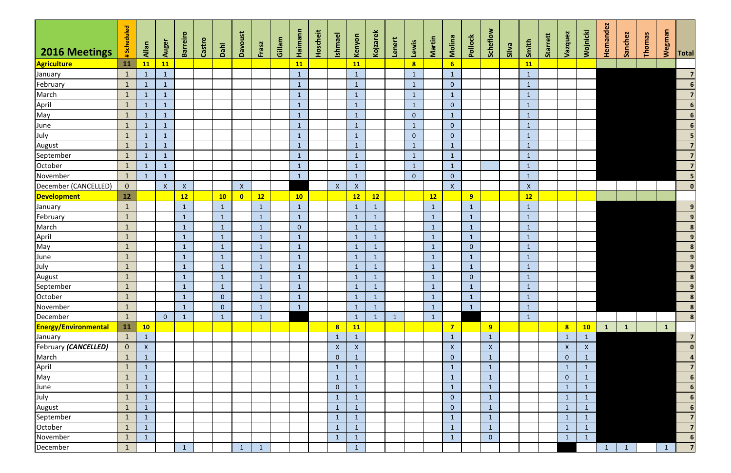| 2016 Meetings | # Scheduled | Allan | Auger | Barreiro | Castro | Dahl | Davoust | Frasz | Gillam | Haimann | Hoscheit | Ishmael | Kenyon | Kojzarek | Lenert | Lewis | Martin | Molina | Pollock | Scheflow | Silva | Smith | Starrett | Vazquez | Wojnicki | Hernandez | Sanchez | Thomas | Wegman | Total |
|---|---|---|---|---|---|---|---|---|---|---|---|---|---|---|---|---|---|---|---|---|---|---|---|---|---|---|---|---|---|---|
| **Agriculture** | **11** | **11** | **11** | | | | | | | **11** | | | **11** | | | **8** | | **6** | | | | **11** | | | | | | | | |
| January | 1 | 1 | 1 | | | | | | | 1 | | | 1 | | | 1 | | 1 | | | | 1 | | | | | | | | 7 |
| February | 1 | 1 | 1 | | | | | | | 1 | | | 1 | | | 1 | | 0 | | | | 1 | | | | | | | | 6 |
| March | 1 | 1 | 1 | | | | | | | 1 | | | 1 | | | 1 | | 1 | | | | 1 | | | | | | | | 7 |
| April | 1 | 1 | 1 | | | | | | | 1 | | | 1 | | | 1 | | 0 | | | | 1 | | | | | | | | 6 |
| May | 1 | 1 | 1 | | | | | | | 1 | | | 1 | | | 0 | | 1 | | | | 1 | | | | | | | | 6 |
| June | 1 | 1 | 1 | | | | | | | 1 | | | 1 | | | 1 | | 0 | | | | 1 | | | | | | | | 6 |
| July | 1 | 1 | 1 | | | | | | | 1 | | | 1 | | | 0 | | 0 | | | | 1 | | | | | | | | 5 |
| August | 1 | 1 | 1 | | | | | | | 1 | | | 1 | | | 1 | | 1 | | | | 1 | | | | | | | | 7 |
| September | 1 | 1 | 1 | | | | | | | 1 | | | 1 | | | 1 | | 1 | | | | 1 | | | | | | | | 7 |
| October | 1 | 1 | 1 | | | | | | | 1 | | | 1 | | | 1 | | 1 | | | | 1 | | | | | | | | 7 |
| November | 1 | 1 | 1 | | | | | | | 1 | | | 1 | | | 0 | | 0 | | | | 1 | | | | | | | | 5 |
| December (CANCELLED) | 0 | | X | X | | | X | | | | | X | X | | | | | X | | | | X | | | | | | | | 0 |
| **Development** | **12** | | | **12** | | **10** | **0** | **12** | | **10** | | | **12** | **12** | | | **12** | | **9** | | | **12** | | | | | | | | |
| January | 1 | | | 1 | | 1 | | 1 | | 1 | | | 1 | 1 | | | 1 | | 1 | | | 1 | | | | | | | | 9 |
| February | 1 | | | 1 | | 1 | | 1 | | 1 | | | 1 | 1 | | | 1 | | 1 | | | 1 | | | | | | | | 9 |
| March | 1 | | | 1 | | 1 | | 1 | | 0 | | | 1 | 1 | | | 1 | | 1 | | | 1 | | | | | | | | 8 |
| April | 1 | | | 1 | | 1 | | 1 | | 1 | | | 1 | 1 | | | 1 | | 1 | | | 1 | | | | | | | | 9 |
| May | 1 | | | 1 | | 1 | | 1 | | 1 | | | 1 | 1 | | | 1 | | 0 | | | 1 | | | | | | | | 8 |
| June | 1 | | | 1 | | 1 | | 1 | | 1 | | | 1 | 1 | | | 1 | | 1 | | | 1 | | | | | | | | 9 |
| July | 1 | | | 1 | | 1 | | 1 | | 1 | | | 1 | 1 | | | 1 | | 1 | | | 1 | | | | | | | | 9 |
| August | 1 | | | 1 | | 1 | | 1 | | 1 | | | 1 | 1 | | | 1 | | 0 | | | 1 | | | | | | | | 8 |
| September | 1 | | | 1 | | 1 | | 1 | | 1 | | | 1 | 1 | | | 1 | | 1 | | | 1 | | | | | | | | 9 |
| October | 1 | | | 1 | | 0 | | 1 | | 1 | | | 1 | 1 | | | 1 | | 1 | | | 1 | | | | | | | | 8 |
| November | 1 | | | 1 | | 0 | | 1 | | 1 | | | 1 | 1 | | | 1 | | 1 | | | 1 | | | | | | | | 8 |
| December | 1 | | 0 | 1 | | 1 | | 1 | | | | | 1 | 1 | 1 | | 1 | | | | | 1 | | | | | | | | 8 |
| **Energy/Environmental** | **11** | **10** | | | | | | | | | | **8** | **11** | | | | | **7** | | **9** | | | | **8** | **10** | **1** | **1** | | **1** | |
| January | 1 | 1 | | | | | | | | | | 1 | 1 | | | | | 1 | | 1 | | | | 1 | 1 | | | | | 7 |
| February *(CANCELLED)* | 0 | X | | | | | | | | | | X | X | | | | | X | | X | | | | X | X | | | | | 0 |
| March | 1 | 1 | | | | | | | | | | 0 | 1 | | | | | 0 | | 1 | | | | 0 | 1 | | | | | 4 |
| April | 1 | 1 | | | | | | | | | | 1 | 1 | | | | | 1 | | 1 | | | | 1 | 1 | | | | | 7 |
| May | 1 | 1 | | | | | | | | | | 1 | 1 | | | | | 1 | | 1 | | | | 0 | 1 | | | | | 6 |
| June | 1 | 1 | | | | | | | | | | 0 | 1 | | | | | 1 | | 1 | | | | 1 | 1 | | | | | 6 |
| July | 1 | 1 | | | | | | | | | | 1 | 1 | | | | | 0 | | 1 | | | | 1 | 1 | | | | | 6 |
| August | 1 | 1 | | | | | | | | | | 1 | 1 | | | | | 0 | | 1 | | | | 1 | 1 | | | | | 6 |
| September | 1 | 1 | | | | | | | | | | 1 | 1 | | | | | 1 | | 1 | | | | 1 | 1 | | | | | 7 |
| October | 1 | 1 | | | | | | | | | | 1 | 1 | | | | | 1 | | 1 | | | | 1 | 1 | | | | | 7 |
| November | 1 | 1 | | | | | | | | | | 1 | 1 | | | | | 1 | | 0 | | | | 1 | 1 | | | | | 6 |
| December | 1 | | | 1 | | | 1 | 1 | | | | | 1 | | | | | | | | | | | | | 1 | 1 | | 1 | 7 |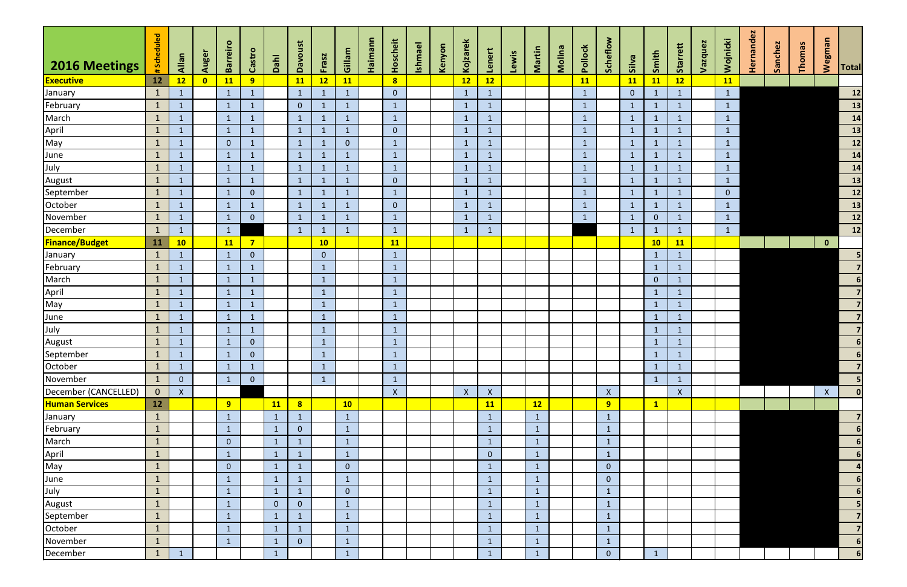| 2016 Meetings | #Scheduled | Allan | Auger | Barreiro | Castro | Dahl | Davoust | Frasz | Gillam | Haimann | Hoscheit | Ishmael | Kenyon | Kojzarek | Lenert | Lewis | Martin | Molina | Pollock | Scheflow | Silva | Smith | Starrett | Vazquez | Wojnicki | Hernandez | Sanchez | Thomas | Wegman | Total |
|---|---|---|---|---|---|---|---|---|---|---|---|---|---|---|---|---|---|---|---|---|---|---|---|---|---|---|---|---|---|---|
| **Executive** | **12** | **12** | **0** | **11** | **9** | | **11** | **12** | **11** | | **8** | | | **12** | **12** | | | | **11** | | **11** | **11** | **12** | | **11** | | | | | |
| January | 1 | 1 | | 1 | 1 | | 1 | 1 | 1 | | 0 | | | 1 | 1 | | | | 1 | | 0 | 1 | 1 | | 1 | | | | | 12 |
| February | 1 | 1 | | 1 | 1 | | 0 | 1 | 1 | | 1 | | | 1 | 1 | | | | 1 | | 1 | 1 | 1 | | 1 | | | | | 13 |
| March | 1 | 1 | | 1 | 1 | | 1 | 1 | 1 | | 1 | | | 1 | 1 | | | | 1 | | 1 | 1 | 1 | | 1 | | | | | 14 |
| April | 1 | 1 | | 1 | 1 | | 1 | 1 | 1 | | 0 | | | 1 | 1 | | | | 1 | | 1 | 1 | 1 | | 1 | | | | | 13 |
| May | 1 | 1 | | 0 | 1 | | 1 | 1 | 0 | | 1 | | | 1 | 1 | | | | 1 | | 1 | 1 | 1 | | 1 | | | | | 12 |
| June | 1 | 1 | | 1 | 1 | | 1 | 1 | 1 | | 1 | | | 1 | 1 | | | | 1 | | 1 | 1 | 1 | | 1 | | | | | 14 |
| July | 1 | 1 | | 1 | 1 | | 1 | 1 | 1 | | 1 | | | 1 | 1 | | | | 1 | | 1 | 1 | 1 | | 1 | | | | | 14 |
| August | 1 | 1 | | 1 | 1 | | 1 | 1 | 1 | | 0 | | | 1 | 1 | | | | 1 | | 1 | 1 | 1 | | 1 | | | | | 13 |
| September | 1 | 1 | | 1 | 0 | | 1 | 1 | 1 | | 1 | | | 1 | 1 | | | | 1 | | 1 | 1 | 1 | | 0 | | | | | 12 |
| October | 1 | 1 | | 1 | 1 | | 1 | 1 | 1 | | 0 | | | 1 | 1 | | | | 1 | | 1 | 1 | 1 | | 1 | | | | | 13 |
| November | 1 | 1 | | 1 | 0 | | 1 | 1 | 1 | | 1 | | | 1 | 1 | | | | 1 | | 1 | 0 | 1 | | 1 | | | | | 12 |
| December | 1 | 1 | | 1 | | | 1 | 1 | 1 | | 1 | | | 1 | 1 | | | | | | 1 | 1 | 1 | | 1 | | | | | 12 |
| **Finance/Budget** | **11** | **10** | | **11** | **7** | | | **10** | | | **11** | | | | | | | | | | | **10** | **11** | | | | | | **0** | |
| January | 1 | 1 | | 1 | 0 | | | 1 | | | 1 | | | | | | | | | | | 1 | 1 | | | | | | | 5 |
| February | 1 | 1 | | 1 | 1 | | | 1 | | | 1 | | | | | | | | | | | 1 | 1 | | | | | | | 7 |
| March | 1 | 1 | | 1 | 1 | | | 1 | | | 1 | | | | | | | | | | | 0 | 1 | | | | | | | 6 |
| April | 1 | 1 | | 1 | 1 | | | 1 | | | 1 | | | | | | | | | | | 1 | 1 | | | | | | | 7 |
| May | 1 | 1 | | 1 | 1 | | | 1 | | | 1 | | | | | | | | | | | 1 | 1 | | | | | | | 7 |
| June | 1 | 1 | | 1 | 1 | | | 1 | | | 1 | | | | | | | | | | | 1 | 1 | | | | | | | 7 |
| July | 1 | 1 | | 1 | 1 | | | 1 | | | 1 | | | | | | | | | | | 1 | 1 | | | | | | | 7 |
| August | 1 | 1 | | 1 | 0 | | | 1 | | | 1 | | | | | | | | | | | 1 | 1 | | | | | | | 6 |
| September | 1 | 1 | | 1 | 0 | | | 1 | | | 1 | | | | | | | | | | | 1 | 1 | | | | | | | 6 |
| October | 1 | 1 | | 1 | 1 | | | 1 | | | 1 | | | | | | | | | | | 1 | 1 | | | | | | | 7 |
| November | 1 | 0 | | 1 | 0 | | | 1 | | | 1 | | | | | | | | | | | 1 | 1 | | | | | | | 5 |
| December (CANCELLED) | 0 | X | | | | | | | | | X | | | X | X | | | | | X | | | X | | | | | | X | 0 |
| **Human Services** | **12** | | | **9** | | **11** | **8** | | **10** | | | | | | **11** | | **12** | | | **9** | | **1** | | | | | | | | |
| January | 1 | | | 1 | | 1 | 1 | | 1 | | | | | | 1 | | 1 | | | 1 | | | | | | | | | | 7 |
| February | 1 | | | 1 | | 1 | 0 | | 1 | | | | | | 1 | | 1 | | | 1 | | | | | | | | | | 6 |
| March | 1 | | | 0 | | 1 | 1 | | 1 | | | | | | 1 | | 1 | | | 1 | | | | | | | | | | 6 |
| April | 1 | | | 1 | | 1 | 1 | | 1 | | | | | | 0 | | 1 | | | 1 | | | | | | | | | | 6 |
| May | 1 | | | 0 | | 1 | 1 | | 0 | | | | | | 1 | | 1 | | | 0 | | | | | | | | | | 4 |
| June | 1 | | | 1 | | 1 | 1 | | 1 | | | | | | 1 | | 1 | | | 0 | | | | | | | | | | 6 |
| July | 1 | | | 1 | | 1 | 1 | | 0 | | | | | | 1 | | 1 | | | 1 | | | | | | | | | | 6 |
| August | 1 | | | 1 | | 0 | 0 | | 1 | | | | | | 1 | | 1 | | | 1 | | | | | | | | | | 5 |
| September | 1 | | | 1 | | 1 | 1 | | 1 | | | | | | 1 | | 1 | | | 1 | | | | | | | | | | 7 |
| October | 1 | | | 1 | | 1 | 1 | | 1 | | | | | | 1 | | 1 | | | 1 | | | | | | | | | | 7 |
| November | 1 | | | 1 | | 1 | 0 | | 1 | | | | | | 1 | | 1 | | | 1 | | | | | | | | | | 6 |
| December | 1 | 1 | | | | 1 | | | 1 | | | | | | 1 | | 1 | | | 0 | | 1 | | | | | | | | 6 |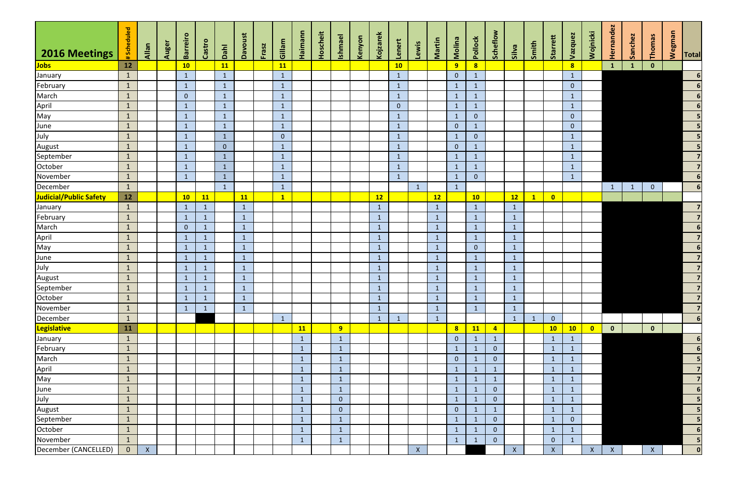| 2016 Meetings | #Scheduled | Allan | Auger | Barreiro | Castro | Dahl | Davoust | Frasz | Gillam | Haimann | Hoscheit | Ishmael | Kenyon | Kojzarek | Lenert | Lewis | Martin | Molina | Pollock | Scheflow | Silva | Smith | Starrett | Vazquez | Wojnicki | Hernandez | Sanchez | Thomas | Wegman | Total |
|---|---|---|---|---|---|---|---|---|---|---|---|---|---|---|---|---|---|---|---|---|---|---|---|---|---|---|---|---|---|---|
| **Jobs** | **12** | | | **10** | | **11** | | | **11** | | | | | | **10** | | | **9** | **8** | | | | | **8** | | **1** | **1** | **0** | | |
| January | 1 | | | 1 | | 1 | | | 1 | | | | | | 1 | | | 0 | 1 | | | | | 1 | | | | | | 6 |
| February | 1 | | | 1 | | 1 | | | 1 | | | | | | 1 | | | 1 | 1 | | | | | 0 | | | | | | 6 |
| March | 1 | | | 0 | | 1 | | | 1 | | | | | | 1 | | | 1 | 1 | | | | | 1 | | | | | | 6 |
| April | 1 | | | 1 | | 1 | | | 1 | | | | | | 0 | | | 1 | 1 | | | | | 1 | | | | | | 6 |
| May | 1 | | | 1 | | 1 | | | 1 | | | | | | 1 | | | 1 | 0 | | | | | 0 | | | | | | 5 |
| June | 1 | | | 1 | | 1 | | | 1 | | | | | | 1 | | | 0 | 1 | | | | | 0 | | | | | | 5 |
| July | 1 | | | 1 | | 1 | | | 0 | | | | | | 1 | | | 1 | 0 | | | | | 1 | | | | | | 5 |
| August | 1 | | | 1 | | 0 | | | 1 | | | | | | 1 | | | 0 | 1 | | | | | 1 | | | | | | 5 |
| September | 1 | | | 1 | | 1 | | | 1 | | | | | | 1 | | | 1 | 1 | | | | | 1 | | | | | | 7 |
| October | 1 | | | 1 | | 1 | | | 1 | | | | | | 1 | | | 1 | 1 | | | | | 1 | | | | | | 7 |
| November | 1 | | | 1 | | 1 | | | 1 | | | | | | 1 | | | 1 | 0 | | | | | 1 | | | | | | 6 |
| December | 1 | | | | | 1 | | | 1 | | | | | | | 1 | | 1 | | | | | | | | 1 | 1 | 0 | | 6 |
| **Judicial/Public Safety** | **12** | | | **10** | **11** | | **11** | | **1** | | | | | **12** | | | **12** | | **10** | | **12** | **1** | **0** | | | | | | | |
| January | 1 | | | 1 | 1 | | 1 | | | | | | | 1 | | | 1 | | 1 | | 1 | | | | | | | | | 7 |
| February | 1 | | | 1 | 1 | | 1 | | | | | | | 1 | | | 1 | | 1 | | 1 | | | | | | | | | 7 |
| March | 1 | | | 0 | 1 | | 1 | | | | | | | 1 | | | 1 | | 1 | | 1 | | | | | | | | | 6 |
| April | 1 | | | 1 | 1 | | 1 | | | | | | | 1 | | | 1 | | 1 | | 1 | | | | | | | | | 7 |
| May | 1 | | | 1 | 1 | | 1 | | | | | | | 1 | | | 1 | | 0 | | 1 | | | | | | | | | 6 |
| June | 1 | | | 1 | 1 | | 1 | | | | | | | 1 | | | 1 | | 1 | | 1 | | | | | | | | | 7 |
| July | 1 | | | 1 | 1 | | 1 | | | | | | | 1 | | | 1 | | 1 | | 1 | | | | | | | | | 7 |
| August | 1 | | | 1 | 1 | | 1 | | | | | | | 1 | | | 1 | | 1 | | 1 | | | | | | | | | 7 |
| September | 1 | | | 1 | 1 | | 1 | | | | | | | 1 | | | 1 | | 1 | | 1 | | | | | | | | | 7 |
| October | 1 | | | 1 | 1 | | 1 | | | | | | | 1 | | | 1 | | 1 | | 1 | | | | | | | | | 7 |
| November | 1 | | | 1 | 1 | | 1 | | | | | | | 1 | | | 1 | | 1 | | 1 | | | | | | | | | 7 |
| December | 1 | | | | | | | | 1 | | | | | 1 | 1 | | 1 | | | | 1 | 1 | 0 | | | | | | | 6 |
| **Legislative** | **11** | | | | | | | | | **11** | | **9** | | | | | | **8** | **11** | **4** | | | **10** | **10** | **0** | **0** | | **0** | | |
| January | 1 | | | | | | | | | 1 | | 1 | | | | | | 0 | 1 | 1 | | | 1 | 1 | | | | | | 6 |
| February | 1 | | | | | | | | | 1 | | 1 | | | | | | 1 | 1 | 0 | | | 1 | 1 | | | | | | 6 |
| March | 1 | | | | | | | | | 1 | | 1 | | | | | | 0 | 1 | 0 | | | 1 | 1 | | | | | | 5 |
| April | 1 | | | | | | | | | 1 | | 1 | | | | | | 1 | 1 | 1 | | | 1 | 1 | | | | | | 7 |
| May | 1 | | | | | | | | | 1 | | 1 | | | | | | 1 | 1 | 1 | | | 1 | 1 | | | | | | 7 |
| June | 1 | | | | | | | | | 1 | | 1 | | | | | | 1 | 1 | 0 | | | 1 | 1 | | | | | | 6 |
| July | 1 | | | | | | | | | 1 | | 0 | | | | | | 1 | 1 | 0 | | | 1 | 1 | | | | | | 5 |
| August | 1 | | | | | | | | | 1 | | 0 | | | | | | 0 | 1 | 1 | | | 1 | 1 | | | | | | 5 |
| September | 1 | | | | | | | | | 1 | | 1 | | | | | | 1 | 1 | 0 | | | 1 | 0 | | | | | | 5 |
| October | 1 | | | | | | | | | 1 | | 1 | | | | | | 1 | 1 | 0 | | | 1 | 1 | | | | | | 6 |
| November | 1 | | | | | | | | | 1 | | 1 | | | | | | 1 | 1 | 0 | | | 0 | 1 | | | | | | 5 |
| December (CANCELLED) | 0 | X | | | | | | | | | | | | | | X | | | | | X | | X | | X | X | | X | | 0 |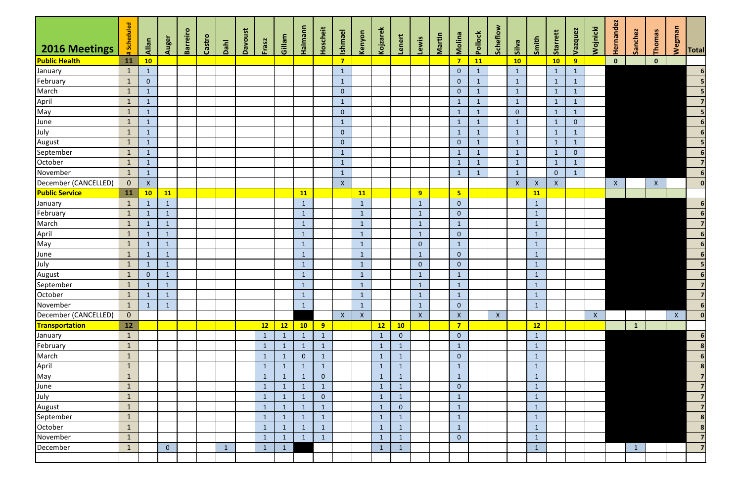| 2016 Meetings | # Scheduled | Allan | Auger | Barreiro | Castro | Dahl | Davoust | Frasz | Gillam | Haimann | Hoscheit | Ishmael | Kenyon | Kojzarek | Lenert | Lewis | Martin | Molina | Pollock | Scheflow | Silva | Smith | Starrett | Vazquez | Wojnicki | Hernandez | Sanchez | Thomas | Wegman | Total |
|---|---|---|---|---|---|---|---|---|---|---|---|---|---|---|---|---|---|---|---|---|---|---|---|---|---|---|---|---|---|---|
| **Public Health** | **11** | **10** | | | | | | | | | | **7** | | | | | | **7** | **11** | | **10** | | **10** | **9** | | **0** | | **0** | | |
| January | 1 | 1 | | | | | | | | | | 1 | | | | | | 0 | 1 | | 1 | | 1 | 1 | | | | | | 6 |
| February | 1 | 0 | | | | | | | | | | 1 | | | | | | 0 | 1 | | 1 | | 1 | 1 | | | | | | 5 |
| March | 1 | 1 | | | | | | | | | | 0 | | | | | | 0 | 1 | | 1 | | 1 | 1 | | | | | | 5 |
| April | 1 | 1 | | | | | | | | | | 1 | | | | | | 1 | 1 | | 1 | | 1 | 1 | | | | | | 7 |
| May | 1 | 1 | | | | | | | | | | 0 | | | | | | 1 | 1 | | 0 | | 1 | 1 | | | | | | 5 |
| June | 1 | 1 | | | | | | | | | | 1 | | | | | | 1 | 1 | | 1 | | 1 | 0 | | | | | | 6 |
| July | 1 | 1 | | | | | | | | | | 0 | | | | | | 1 | 1 | | 1 | | 1 | 1 | | | | | | 6 |
| August | 1 | 1 | | | | | | | | | | 0 | | | | | | 0 | 1 | | 1 | | 1 | 1 | | | | | | 5 |
| September | 1 | 1 | | | | | | | | | | 1 | | | | | | 1 | 1 | | 1 | | 1 | 0 | | | | | | 6 |
| October | 1 | 1 | | | | | | | | | | 1 | | | | | | 1 | 1 | | 1 | | 1 | 1 | | | | | | 7 |
| November | 1 | 1 | | | | | | | | | | 1 | | | | | | 1 | 1 | | 1 | | 0 | 1 | | | | | | 6 |
| December (CANCELLED) | 0 | X | | | | | | | | | | X | | | | | | | | | X | X | X | | | X | | X | | 0 |
| **Public Service** | **11** | **10** | **11** | | | | | | | **11** | | | **11** | | | **9** | | **5** | | | | **11** | | | | | | | | |
| January | 1 | 1 | 1 | | | | | | | 1 | | | 1 | | | 1 | | 0 | | | | 1 | | | | | | | | 6 |
| February | 1 | 1 | 1 | | | | | | | 1 | | | 1 | | | 1 | | 0 | | | | 1 | | | | | | | | 6 |
| March | 1 | 1 | 1 | | | | | | | 1 | | | 1 | | | 1 | | 1 | | | | 1 | | | | | | | | 7 |
| April | 1 | 1 | 1 | | | | | | | 1 | | | 1 | | | 1 | | 0 | | | | 1 | | | | | | | | 6 |
| May | 1 | 1 | 1 | | | | | | | 1 | | | 1 | | | 0 | | 1 | | | | 1 | | | | | | | | 6 |
| June | 1 | 1 | 1 | | | | | | | 1 | | | 1 | | | 1 | | 0 | | | | 1 | | | | | | | | 6 |
| July | 1 | 1 | 1 | | | | | | | 1 | | | 1 | | | 0 | | 0 | | | | 1 | | | | | | | | 5 |
| August | 1 | 0 | 1 | | | | | | | 1 | | | 1 | | | 1 | | 1 | | | | 1 | | | | | | | | 6 |
| September | 1 | 1 | 1 | | | | | | | 1 | | | 1 | | | 1 | | 1 | | | | 1 | | | | | | | | 7 |
| October | 1 | 1 | 1 | | | | | | | 1 | | | 1 | | | 1 | | 1 | | | | 1 | | | | | | | | 7 |
| November | 1 | 1 | 1 | | | | | | | 1 | | | 1 | | | 1 | | 0 | | | | 1 | | | | | | | | 6 |
| December (CANCELLED) | 0 | | | | | | | | | | | X | X | | | X | | X | | X | | | | | X | | | | X | 0 |
| **Transportation** | **12** | | | | | | | **12** | **12** | **10** | **9** | | | **12** | **10** | | | **7** | | | | **12** | | | | | **1** | | | |
| January | 1 | | | | | | | 1 | 1 | 1 | 1 | | | 1 | 0 | | | 0 | | | | 1 | | | | | | | | 6 |
| February | 1 | | | | | | | 1 | 1 | 1 | 1 | | | 1 | 1 | | | 1 | | | | 1 | | | | | | | | 8 |
| March | 1 | | | | | | | 1 | 1 | 0 | 1 | | | 1 | 1 | | | 0 | | | | 1 | | | | | | | | 6 |
| April | 1 | | | | | | | 1 | 1 | 1 | 1 | | | 1 | 1 | | | 1 | | | | 1 | | | | | | | | 8 |
| May | 1 | | | | | | | 1 | 1 | 1 | 0 | | | 1 | 1 | | | 1 | | | | 1 | | | | | | | | 7 |
| June | 1 | | | | | | | 1 | 1 | 1 | 1 | | | 1 | 1 | | | 0 | | | | 1 | | | | | | | | 7 |
| July | 1 | | | | | | | 1 | 1 | 1 | 0 | | | 1 | 1 | | | 1 | | | | 1 | | | | | | | | 7 |
| August | 1 | | | | | | | 1 | 1 | 1 | 1 | | | 1 | 0 | | | 1 | | | | 1 | | | | | | | | 7 |
| September | 1 | | | | | | | 1 | 1 | 1 | 1 | | | 1 | 1 | | | 1 | | | | 1 | | | | | | | | 8 |
| October | 1 | | | | | | | 1 | 1 | 1 | 1 | | | 1 | 1 | | | 1 | | | | 1 | | | | | | | | 8 |
| November | 1 | | | | | | | 1 | 1 | 1 | 1 | | | 1 | 1 | | | 0 | | | | 1 | | | | | | | | 7 |
| December | 1 | | 0 | | | 1 | | 1 | 1 | | | | | 1 | 1 | | | | | | | 1 | | | | | 1 | | | 7 |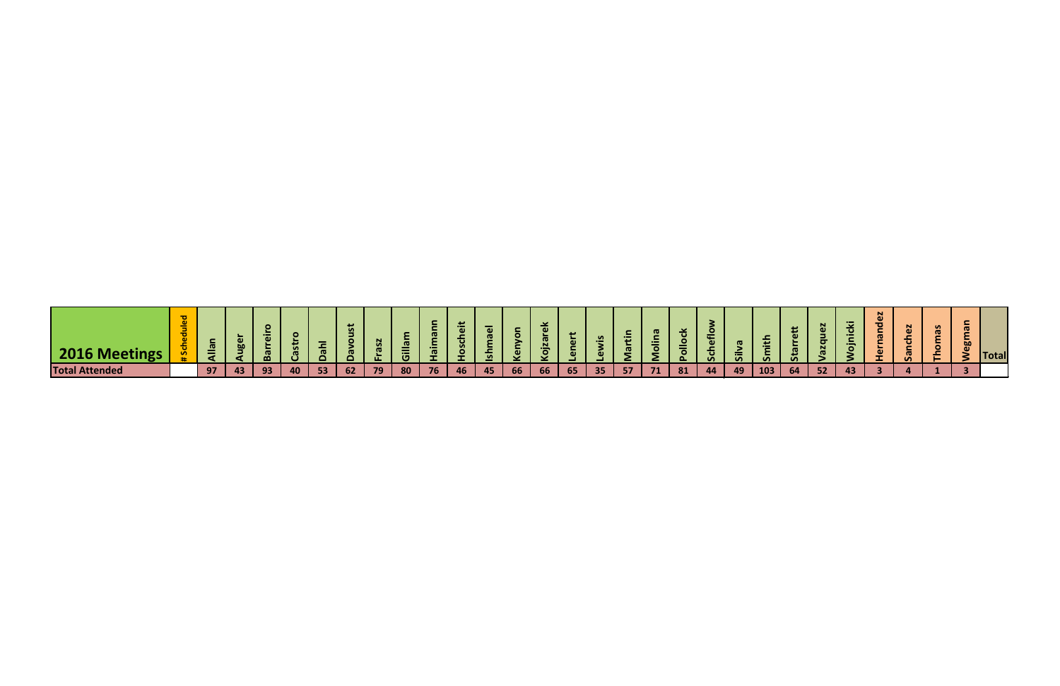| 2016 Meetings | # Scheduled | Allan | Auger | Barreiro | Castro | Dahl | Davoust | Frasz | Gillam | Haimann | Hoscheit | Ishmael | Kenyon | Kojzarek | Lenert | Lewis | Martin | Molina | Pollock | Scheflow | Silva | Smith | Starrett | Vazquez | Wojnicki | Hernandez | Sanchez | Thomas | Wegman | Total |
|---|---|---|---|---|---|---|---|---|---|---|---|---|---|---|---|---|---|---|---|---|---|---|---|---|---|---|---|---|---|---|
| **Total Attended** | | 97 | 43 | 93 | 40 | 53 | 62 | 79 | 80 | 76 | 46 | 45 | 66 | 66 | 65 | 35 | 57 | 71 | 81 | 44 | 49 | 103 | 64 | 52 | 43 | 3 | 4 | 1 | 3 | |